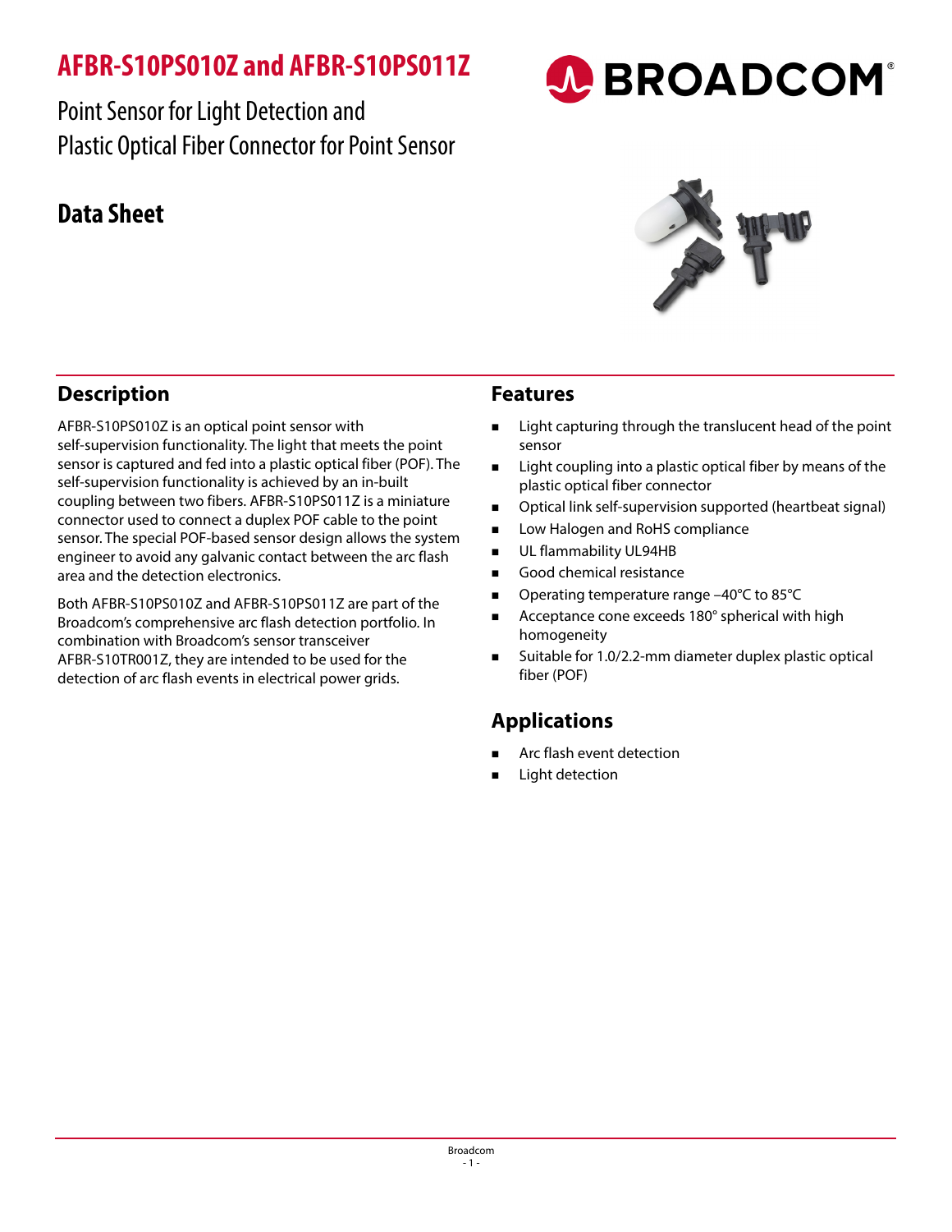# AFBR-S10PS010Z and AFBR-S10PS011Z

Point Sensor for Light Detection and
Plastic Optical Fiber Connector for Point Sensor

## Data Sheet

## Description

AFBR-S10PS010Z is an optical point sensor with self-supervision functionality. The light that meets the point sensor is captured and fed into a plastic optical fiber (POF). The self-supervision functionality is achieved by an in-built coupling between two fibers. AFBR-S10PS011Z is a miniature connector used to connect a duplex POF cable to the point sensor. The special POF-based sensor design allows the system engineer to avoid any galvanic contact between the arc flash area and the detection electronics.

Both AFBR-S10PS010Z and AFBR-S10PS011Z are part of the Broadcom's comprehensive arc flash detection portfolio. In combination with Broadcom's sensor transceiver AFBR-S10TR001Z, they are intended to be used for the detection of arc flash events in electrical power grids.

## Features

- Light capturing through the translucent head of the point sensor
- Light coupling into a plastic fiber by means of the plastic optical fiber connector
- Optical link self-supervision supported (heartbeat signal)
- Low Halogen and RoHS compliance
- UL flammability UL94HB
- Good chemical resistance
- Operating temperature range –40°C to 85°C
- Acceptance cone exceeds 180° spherical with high homogeneity
- Suitable for 1.0/2.2-mm diameter duplex plastic optical fiber (POF)

## Applications

- Arc flash event detection
- Light detection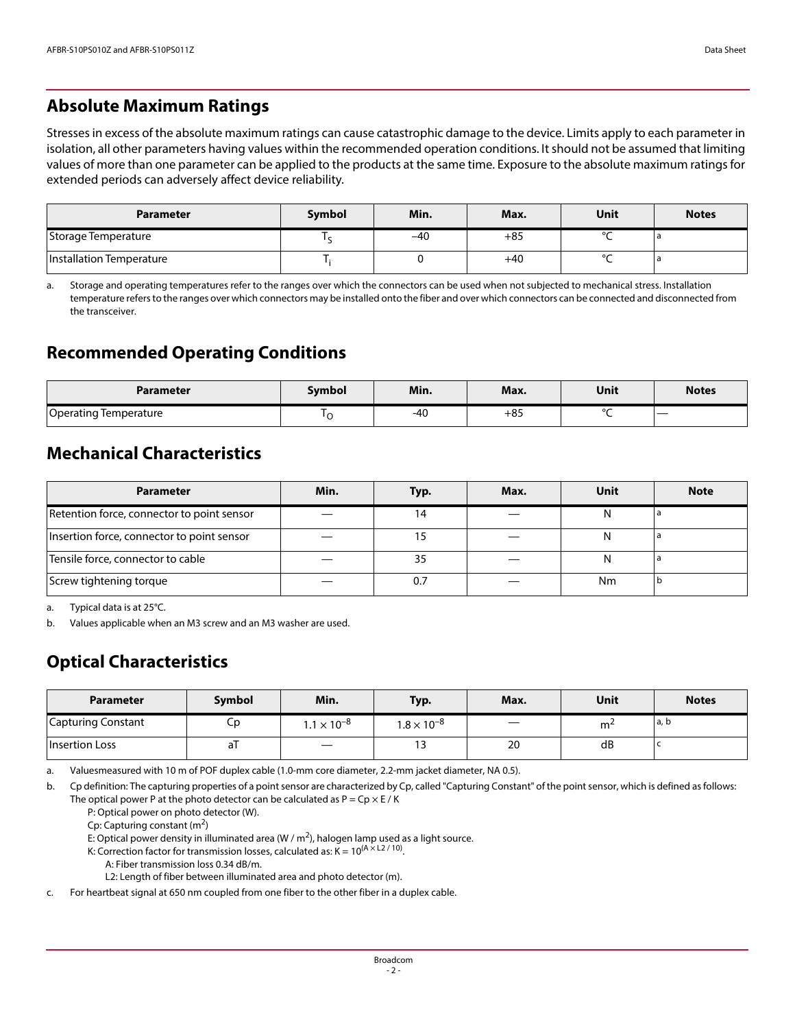## Absolute Maximum Ratings

Stresses in excess of the absolute maximum ratings can cause catastrophic damage to the device. Limits apply to each parameter in isolation, all other parameters having values within the recommended operation conditions. It should not be assumed that limiting values of more than one parameter can be applied to the products at the same time. Exposure to the absolute maximum ratings for extended periods can adversely affect device reliability.

| Parameter | Symbol | Min. | Max. | Unit | Notes |
|---|---|---|---|---|---|
| Storage Temperature | $T_S$ | –40 | +85 | °C | a |
| Installation Temperature | $T_i$ | 0 | +40 | °C | a |

a. Storage and operating temperatures refer to the ranges over which the connectors can be used when not subjected to mechanical stress. Installation temperature refers to the ranges over which connectors may be installed onto the fiber and over which connectors can be connected and disconnected from the transceiver.

## Recommended Operating Conditions

| Parameter | Symbol | Min. | Max. | Unit | Notes |
|---|---|---|---|---|---|
| Operating Temperature | $T_O$ | -40 | +85 | °C | — |

## Mechanical Characteristics

| Parameter | Min. | Typ. | Max. | Unit | Note |
|---|---|---|---|---|---|
| Retention force, connector to point sensor | — | 14 | — | N | a |
| Insertion force, connector to point sensor | — | 15 | — | N | a |
| Tensile force, connector to cable | — | 35 | — | N | a |
| Screw tightening torque | — | 0.7 | — | Nm | b |

a. Typical data is at 25°C.

b. Values applicable when an M3 screw and an M3 washer are used.

## Optical Characteristics

| Parameter | Symbol | Min. | Typ. | Max. | Unit | Notes |
|---|---|---|---|---|---|---|
| Capturing Constant | Cp | $1.1 \times 10^{-8}$ | $1.8 \times 10^{-8}$ | — | $m^2$ | a, b |
| Insertion Loss | aT | — | 13 | 20 | dB | c |

a. Valuesmeasured with 10 m of POF duplex cable (1.0-mm core diameter, 2.2-mm jacket diameter, NA 0.5).

b. Cp definition: The capturing properties of a point sensor are characterized by Cp, called "Capturing Constant" of the point sensor, which is defined as follows: The optical power P at the photo detector can be calculated as $P = Cp \times E / K$

   P: Optical power on photo detector (W).

   Cp: Capturing constant ($m^2$)

   E: Optical power density in illuminated area ($W / m^2$), halogen lamp used as a light source.

   K: Correction factor for transmission losses, calculated as: $K = 10^{(A \times L2 / 10)}$.

      A: Fiber transmission loss 0.34 dB/m.

      L2: Length of fiber between illuminated area and photo detector (m).

c. For heartbeat signal at 650 nm coupled from one fiber to the other fiber in a duplex cable.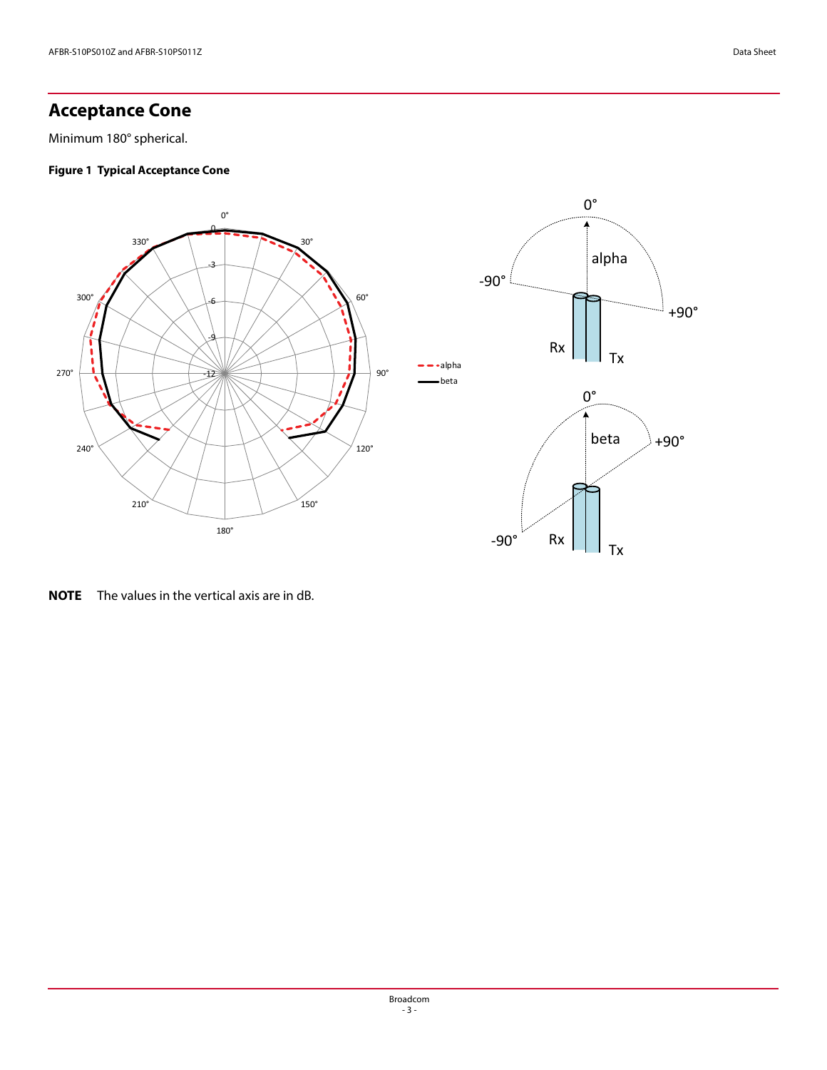## Acceptance Cone

Minimum 180° spherical.

**Figure 1 Typical Acceptance Cone**

**NOTE** The values in the vertical axis are in dB.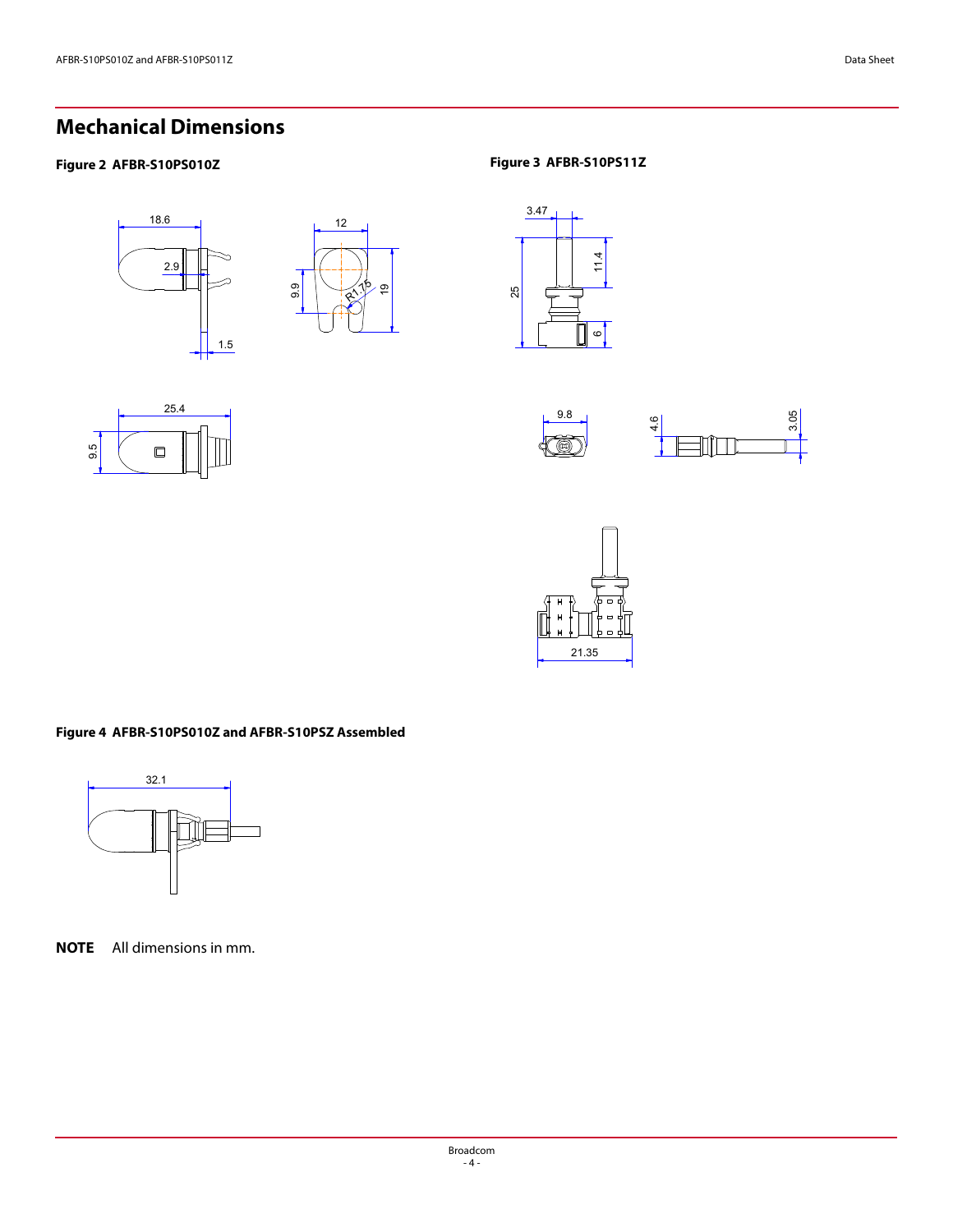## Mechanical Dimensions

**Figure 2 AFBR-S10PS010Z**

**Figure 3 AFBR-S10PS11Z**

**Figure 4 AFBR-S10PS010Z and AFBR-S10PSZ Assembled**

**NOTE** All dimensions in mm.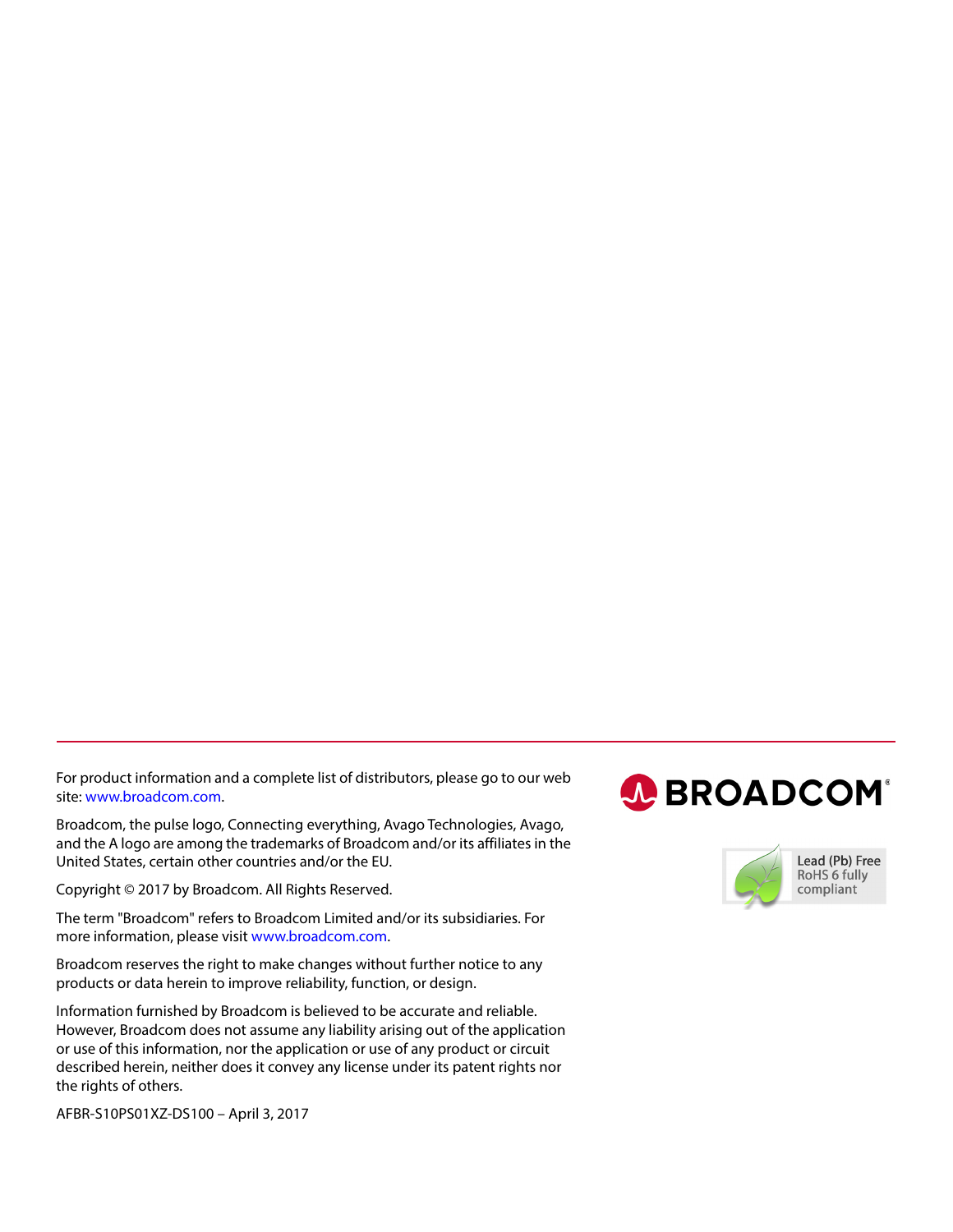For product information and a complete list of distributors, please go to our web site: www.broadcom.com.

Broadcom, the pulse logo, Connecting everything, Avago Technologies, Avago, and the A logo are among the trademarks of Broadcom and/or its affiliates in the United States, certain other countries and/or the EU.

Copyright © 2017 by Broadcom. All Rights Reserved.

The term "Broadcom" refers to Broadcom Limited and/or its subsidiaries. For more information, please visit www.broadcom.com.

Broadcom reserves the right to make changes without further notice to any products or data herein to improve reliability, function, or design.

Information furnished by Broadcom is believed to be accurate and reliable. However, Broadcom does not assume any liability arising out of the application or use of this information, nor the application or use of any product or circuit described herein, neither does it convey any license under its patent rights nor the rights of others.

AFBR-S10PS01XZ-DS100 – April 3, 2017

Lead (Pb) Free
RoHS 6 fully compliant